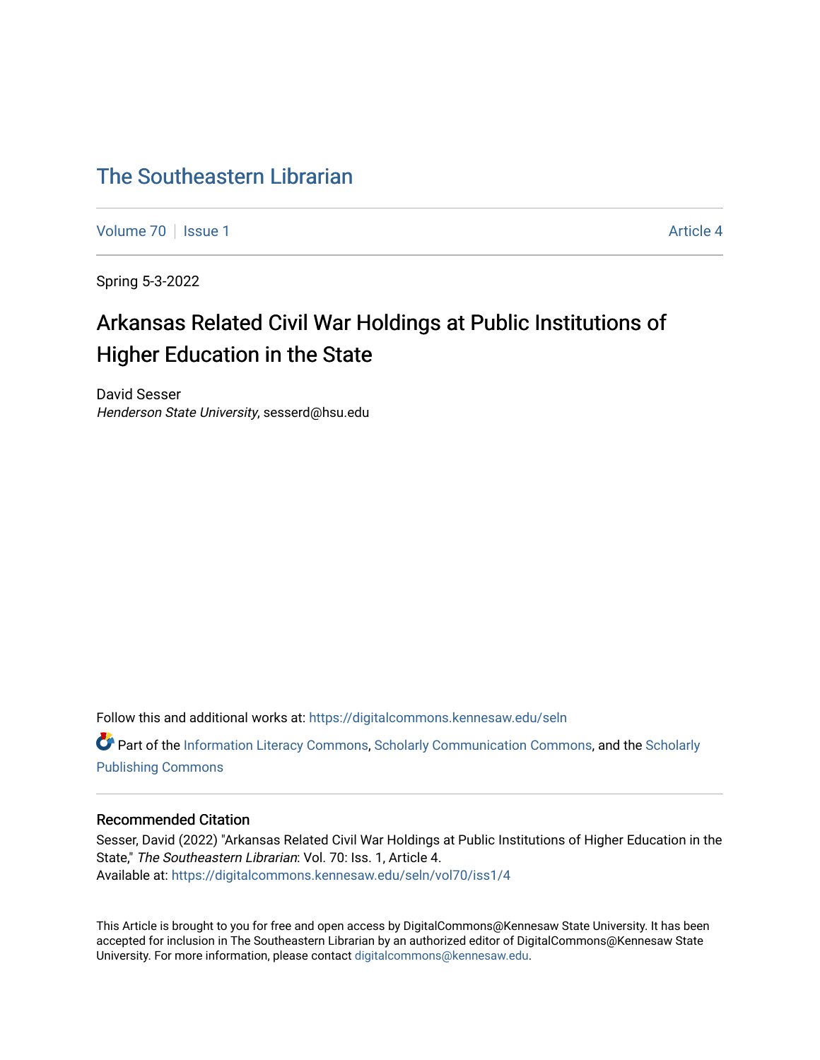The Southeastern Librarian

Volume 70 | Issue 1 | Article 4

Spring 5-3-2022

# Arkansas Related Civil War Holdings at Public Institutions of Higher Education in the State

David Sesser
*Henderson State University*, sesserd@hsu.edu

Follow this and additional works at: https://digitalcommons.kennesaw.edu/seln

Part of the Information Literacy Commons, Scholarly Communication Commons, and the Scholarly Publishing Commons

## Recommended Citation

Sesser, David (2022) "Arkansas Related Civil War Holdings at Public Institutions of Higher Education in the State," *The Southeastern Librarian*: Vol. 70: Iss. 1, Article 4.
Available at: https://digitalcommons.kennesaw.edu/seln/vol70/iss1/4

This Article is brought to you for free and open access by DigitalCommons@Kennesaw State University. It has been accepted for inclusion in The Southeastern Librarian by an authorized editor of DigitalCommons@Kennesaw State University. For more information, please contact digitalcommons@kennesaw.edu.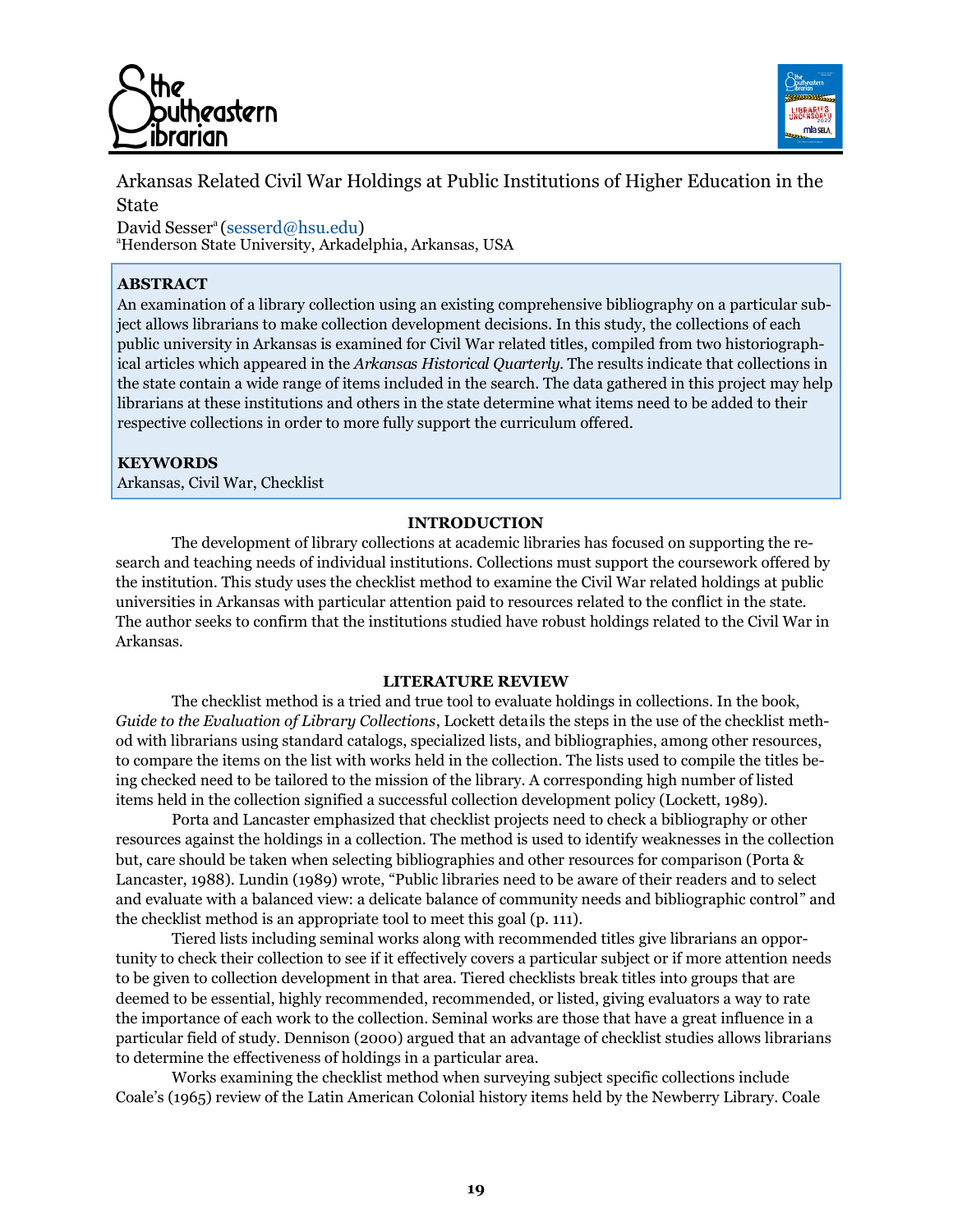# Arkansas Related Civil War Holdings at Public Institutions of Higher Education in the State

David Sesser[a] (sesserd@hsu.edu)
[a]Henderson State University, Arkadelphia, Arkansas, USA

**ABSTRACT**
An examination of a library collection using an existing comprehensive bibliography on a particular subject allows librarians to make collection development decisions. In this study, the collections of each public university in Arkansas is examined for Civil War related titles, compiled from two historiographical articles which appeared in the *Arkansas Historical Quarterly*. The results indicate that collections in the state contain a wide range of items included in the search. The data gathered in this project may help librarians at these institutions and others in the state determine what items need to be added to their respective collections in order to more fully support the curriculum offered.

**KEYWORDS**
Arkansas, Civil War, Checklist

## INTRODUCTION

The development of library collections at academic libraries has focused on supporting the research and teaching needs of individual institutions. Collections must support the coursework offered by the institution. This study uses the checklist method to examine the Civil War related holdings at public universities in Arkansas with particular attention paid to resources related to the conflict in the state. The author seeks to confirm that the institutions studied have robust holdings related to the Civil War in Arkansas.

## LITERATURE REVIEW

The checklist method is a tried and true tool to evaluate holdings in collections. In the book, *Guide to the Evaluation of Library Collections*, Lockett details the steps in the use of the checklist method with librarians using standard catalogs, specialized lists, and bibliographies, among other resources, to compare the items on the list with works held in the collection. The lists used to compile the titles being checked need to be tailored to the mission of the library. A corresponding high number of listed items held in the collection signified a successful collection development policy (Lockett, 1989).

Porta and Lancaster emphasized that checklist projects need to check a bibliography or other resources against the holdings in a collection. The method is used to identify weaknesses in the collection but, care should be taken when selecting bibliographies and other resources for comparison (Porta & Lancaster, 1988). Lundin (1989) wrote, "Public libraries need to be aware of their readers and to select and evaluate with a balanced view: a delicate balance of community needs and bibliographic control" and the checklist method is an appropriate tool to meet this goal (p. 111).

Tiered lists including seminal works along with recommended titles give librarians an opportunity to check their collection to see if it effectively covers a particular subject or if more attention needs to be given to collection development in that area. Tiered checklists break titles into groups that are deemed to be essential, highly recommended, recommended, or listed, giving evaluators a way to rate the importance of each work to the collection. Seminal works are those that have a great influence in a particular field of study. Dennison (2000) argued that an advantage of checklist studies allows librarians to determine the effectiveness of holdings in a particular area.

Works examining the checklist method when surveying subject specific collections include Coale's (1965) review of the Latin American Colonial history items held by the Newberry Library. Coale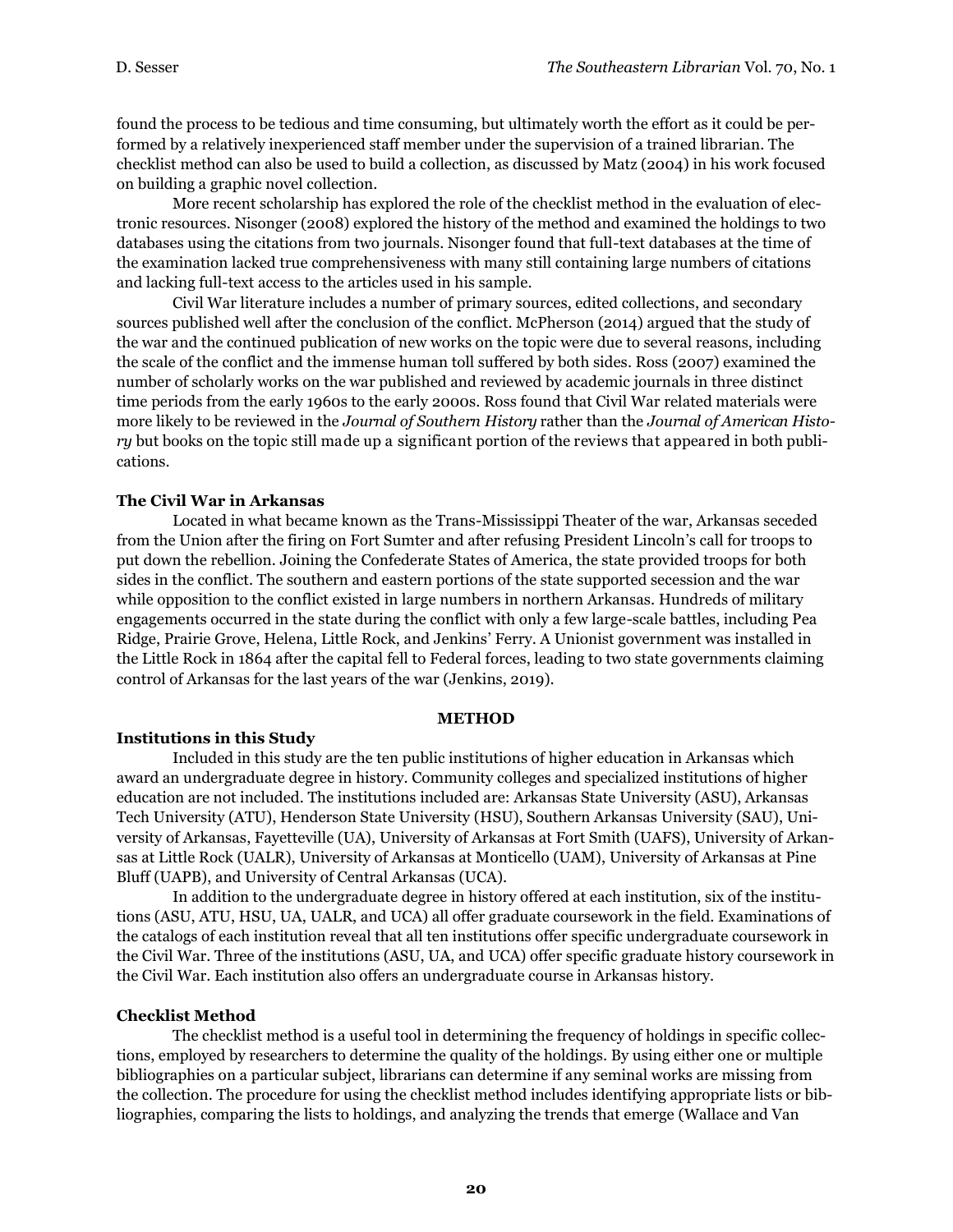found the process to be tedious and time consuming, but ultimately worth the effort as it could be performed by a relatively inexperienced staff member under the supervision of a trained librarian. The checklist method can also be used to build a collection, as discussed by Matz (2004) in his work focused on building a graphic novel collection.

More recent scholarship has explored the role of the checklist method in the evaluation of electronic resources. Nisonger (2008) explored the history of the method and examined the holdings to two databases using the citations from two journals. Nisonger found that full-text databases at the time of the examination lacked true comprehensiveness with many still containing large numbers of citations and lacking full-text access to the articles used in his sample.

Civil War literature includes a number of primary sources, edited collections, and secondary sources published well after the conclusion of the conflict. McPherson (2014) argued that the study of the war and the continued publication of new works on the topic were due to several reasons, including the scale of the conflict and the immense human toll suffered by both sides. Ross (2007) examined the number of scholarly works on the war published and reviewed by academic journals in three distinct time periods from the early 1960s to the early 2000s. Ross found that Civil War related materials were more likely to be reviewed in the *Journal of Southern History* rather than the *Journal of American History* but books on the topic still made up a significant portion of the reviews that appeared in both publications.

**The Civil War in Arkansas**

Located in what became known as the Trans-Mississippi Theater of the war, Arkansas seceded from the Union after the firing on Fort Sumter and after refusing President Lincoln's call for troops to put down the rebellion. Joining the Confederate States of America, the state provided troops for both sides in the conflict. The southern and eastern portions of the state supported secession and the war while opposition to the conflict existed in large numbers in northern Arkansas. Hundreds of military engagements occurred in the state during the conflict with only a few large-scale battles, including Pea Ridge, Prairie Grove, Helena, Little Rock, and Jenkins' Ferry. A Unionist government was installed in the Little Rock in 1864 after the capital fell to Federal forces, leading to two state governments claiming control of Arkansas for the last years of the war (Jenkins, 2019).

## METHOD

**Institutions in this Study**

Included in this study are the ten public institutions of higher education in Arkansas which award an undergraduate degree in history. Community colleges and specialized institutions of higher education are not included. The institutions included are: Arkansas State University (ASU), Arkansas Tech University (ATU), Henderson State University (HSU), Southern Arkansas University (SAU), University of Arkansas, Fayetteville (UA), University of Arkansas at Fort Smith (UAFS), University of Arkansas at Little Rock (UALR), University of Arkansas at Monticello (UAM), University of Arkansas at Pine Bluff (UAPB), and University of Central Arkansas (UCA).

In addition to the undergraduate degree in history offered at each institution, six of the institutions (ASU, ATU, HSU, UA, UALR, and UCA) all offer graduate coursework in the field. Examinations of the catalogs of each institution reveal that all ten institutions offer specific undergraduate coursework in the Civil War. Three of the institutions (ASU, UA, and UCA) offer specific graduate history coursework in the Civil War. Each institution also offers an undergraduate course in Arkansas history.

**Checklist Method**

The checklist method is a useful tool in determining the frequency of holdings in specific collections, employed by researchers to determine the quality of the holdings. By using either one or multiple bibliographies on a particular subject, librarians can determine if any seminal works are missing from the collection. The procedure for using the checklist method includes identifying appropriate lists or bibliographies, comparing the lists to holdings, and analyzing the trends that emerge (Wallace and Van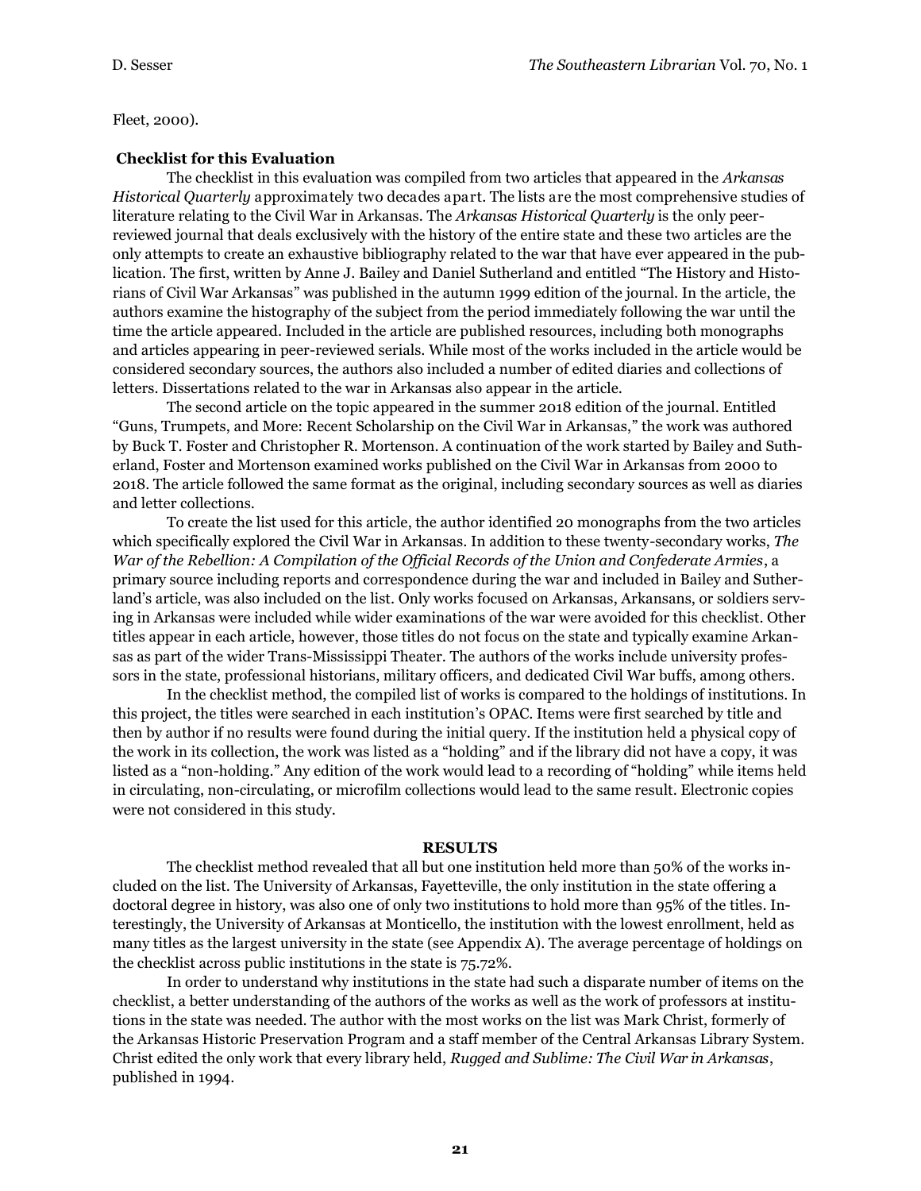Fleet, 2000).

### Checklist for this Evaluation

The checklist in this evaluation was compiled from two articles that appeared in the *Arkansas Historical Quarterly* approximately two decades apart. The lists are the most comprehensive studies of literature relating to the Civil War in Arkansas. The *Arkansas Historical Quarterly* is the only peer-reviewed journal that deals exclusively with the history of the entire state and these two articles are the only attempts to create an exhaustive bibliography related to the war that have ever appeared in the publication. The first, written by Anne J. Bailey and Daniel Sutherland and entitled "The History and Historians of Civil War Arkansas" was published in the autumn 1999 edition of the journal. In the article, the authors examine the histography of the subject from the period immediately following the war until the time the article appeared. Included in the article are published resources, including both monographs and articles appearing in peer-reviewed serials. While most of the works included in the article would be considered secondary sources, the authors also included a number of edited diaries and collections of letters. Dissertations related to the war in Arkansas also appear in the article.

The second article on the topic appeared in the summer 2018 edition of the journal. Entitled "Guns, Trumpets, and More: Recent Scholarship on the Civil War in Arkansas," the work was authored by Buck T. Foster and Christopher R. Mortenson. A continuation of the work started by Bailey and Sutherland, Foster and Mortenson examined works published on the Civil War in Arkansas from 2000 to 2018. The article followed the same format as the original, including secondary sources as well as diaries and letter collections.

To create the list used for this article, the author identified 20 monographs from the two articles which specifically explored the Civil War in Arkansas. In addition to these twenty-secondary works, *The War of the Rebellion: A Compilation of the Official Records of the Union and Confederate Armies*, a primary source including reports and correspondence during the war and included in Bailey and Sutherland's article, was also included on the list. Only works focused on Arkansas, Arkansans, or soldiers serving in Arkansas were included while wider examinations of the war were avoided for this checklist. Other titles appear in each article, however, those titles do not focus on the state and typically examine Arkansas as part of the wider Trans-Mississippi Theater. The authors of the works include university professors in the state, professional historians, military officers, and dedicated Civil War buffs, among others.

In the checklist method, the compiled list of works is compared to the holdings of institutions. In this project, the titles were searched in each institution's OPAC. Items were first searched by title and then by author if no results were found during the initial query. If the institution held a physical copy of the work in its collection, the work was listed as a "holding" and if the library did not have a copy, it was listed as a "non-holding." Any edition of the work would lead to a recording of "holding" while items held in circulating, non-circulating, or microfilm collections would lead to the same result. Electronic copies were not considered in this study.

## RESULTS

The checklist method revealed that all but one institution held more than 50% of the works included on the list. The University of Arkansas, Fayetteville, the only institution in the state offering a doctoral degree in history, was also one of only two institutions to hold more than 95% of the titles. Interestingly, the University of Arkansas at Monticello, the institution with the lowest enrollment, held as many titles as the largest university in the state (see Appendix A). The average percentage of holdings on the checklist across public institutions in the state is 75.72%.

In order to understand why institutions in the state had such a disparate number of items on the checklist, a better understanding of the authors of the works as well as the work of professors at institutions in the state was needed. The author with the most works on the list was Mark Christ, formerly of the Arkansas Historic Preservation Program and a staff member of the Central Arkansas Library System. Christ edited the only work that every library held, *Rugged and Sublime: The Civil War in Arkansas*, published in 1994.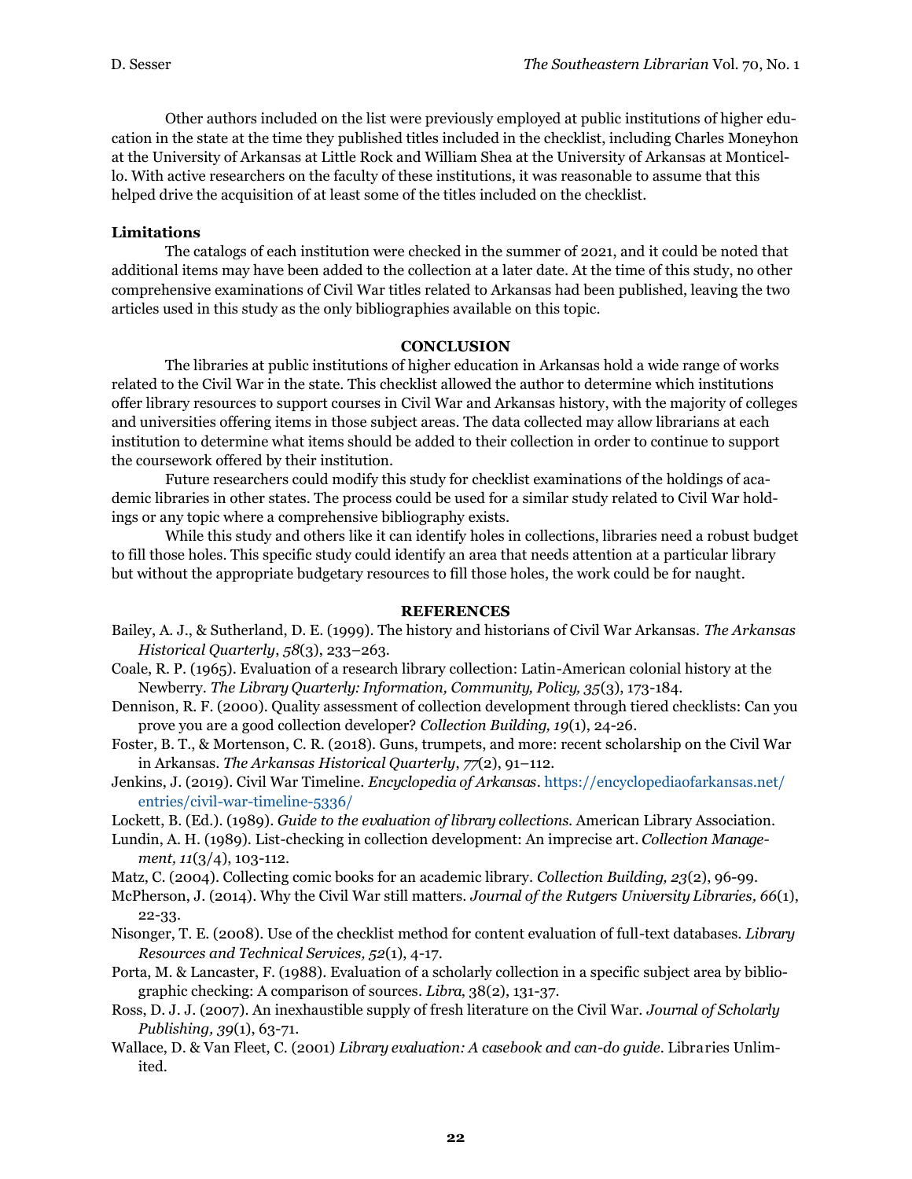Other authors included on the list were previously employed at public institutions of higher education in the state at the time they published titles included in the checklist, including Charles Moneyhon at the University of Arkansas at Little Rock and William Shea at the University of Arkansas at Monticello. With active researchers on the faculty of these institutions, it was reasonable to assume that this helped drive the acquisition of at least some of the titles included on the checklist.

**Limitations**

The catalogs of each institution were checked in the summer of 2021, and it could be noted that additional items may have been added to the collection at a later date. At the time of this study, no other comprehensive examinations of Civil War titles related to Arkansas had been published, leaving the two articles used in this study as the only bibliographies available on this topic.

## CONCLUSION

The libraries at public institutions of higher education in Arkansas hold a wide range of works related to the Civil War in the state. This checklist allowed the author to determine which institutions offer library resources to support courses in Civil War and Arkansas history, with the majority of colleges and universities offering items in those subject areas. The data collected may allow librarians at each institution to determine what items should be added to their collection in order to continue to support the coursework offered by their institution.

Future researchers could modify this study for checklist examinations of the holdings of academic libraries in other states. The process could be used for a similar study related to Civil War holdings or any topic where a comprehensive bibliography exists.

While this study and others like it can identify holes in collections, libraries need a robust budget to fill those holes. This specific study could identify an area that needs attention at a particular library but without the appropriate budgetary resources to fill those holes, the work could be for naught.

## REFERENCES

Bailey, A. J., & Sutherland, D. E. (1999). The history and historians of Civil War Arkansas. *The Arkansas Historical Quarterly*, *58*(3), 233–263.

Coale, R. P. (1965). Evaluation of a research library collection: Latin-American colonial history at the Newberry. *The Library Quarterly: Information, Community, Policy, 35*(3), 173-184.

Dennison, R. F. (2000). Quality assessment of collection development through tiered checklists: Can you prove you are a good collection developer? *Collection Building, 19*(1), 24-26.

Foster, B. T., & Mortenson, C. R. (2018). Guns, trumpets, and more: recent scholarship on the Civil War in Arkansas. *The Arkansas Historical Quarterly*, *77*(2), 91–112.

Jenkins, J. (2019). Civil War Timeline. *Encyclopedia of Arkansas*. https://encyclopediaofarkansas.net/entries/civil-war-timeline-5336/

Lockett, B. (Ed.). (1989). *Guide to the evaluation of library collections.* American Library Association.

Lundin, A. H. (1989). List-checking in collection development: An imprecise art. *Collection Management, 11*(3/4), 103-112.

Matz, C. (2004). Collecting comic books for an academic library. *Collection Building, 23*(2), 96-99.

McPherson, J. (2014). Why the Civil War still matters. *Journal of the Rutgers University Libraries, 66*(1), 22-33.

Nisonger, T. E. (2008). Use of the checklist method for content evaluation of full-text databases. *Library Resources and Technical Services, 52*(1), 4-17.

Porta, M. & Lancaster, F. (1988). Evaluation of a scholarly collection in a specific subject area by bibliographic checking: A comparison of sources. *Libra,* 38(2), 131-37.

Ross, D. J. J. (2007). An inexhaustible supply of fresh literature on the Civil War. *Journal of Scholarly Publishing, 39*(1), 63-71.

Wallace, D. & Van Fleet, C. (2001) *Library evaluation: A casebook and can-do guide*. Libraries Unlimited.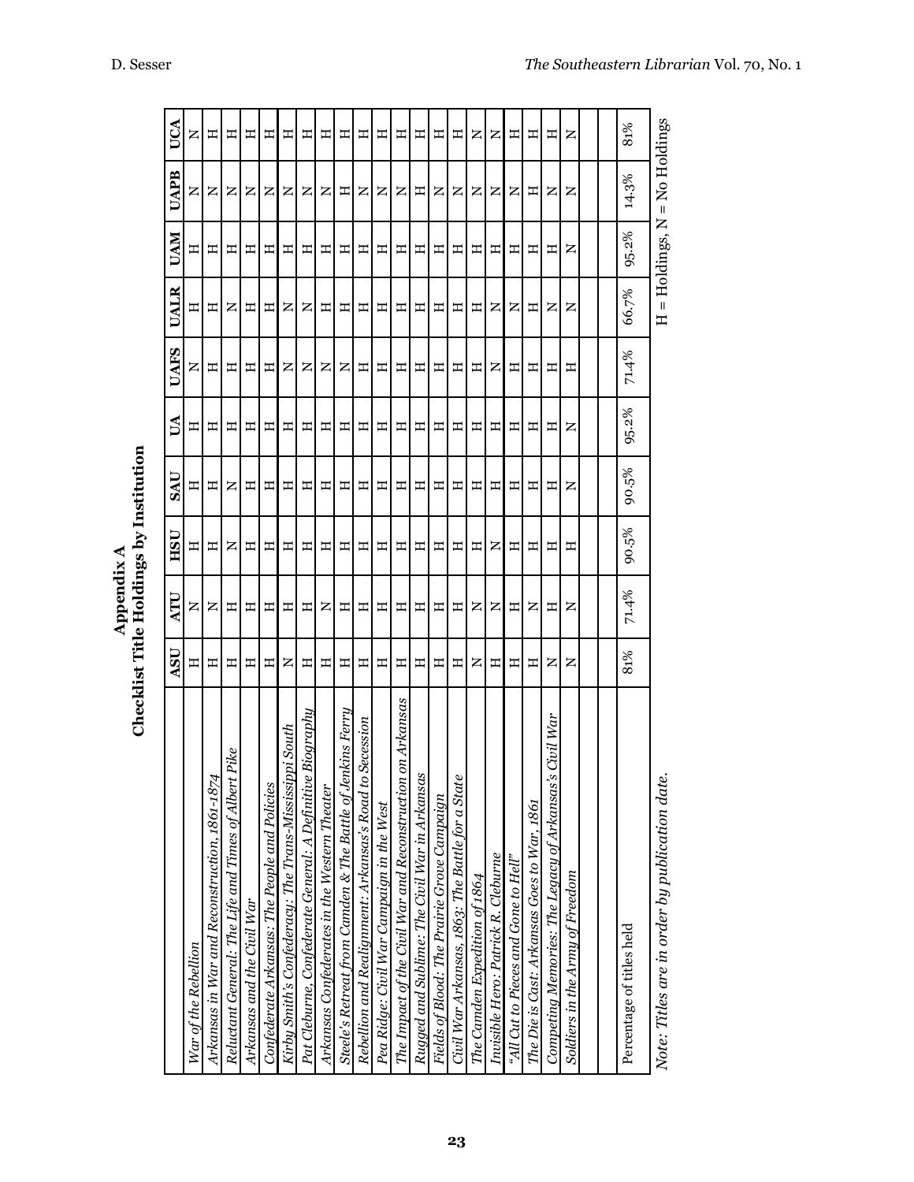# Appendix A
## Checklist Title Holdings by Institution

| | ASU | ATU | HSU | SAU | UA | UAFS | UALR | UAM | UAPB | UCA |
|---|---|---|---|---|---|---|---|---|---|---|
| *War of the Rebellion* | H | N | H | H | H | N | H | H | N | N |
| *Arkansas in War and Reconstruction, 1861-1874* | H | N | H | H | H | H | H | H | N | H |
| *Reluctant General: The Life and Times of Albert Pike* | H | H | N | N | H | H | N | H | N | H |
| *Arkansas and the Civil War* | H | H | H | H | H | H | H | H | N | H |
| *Confederate Arkansas: The People and Policies* | H | H | H | H | H | H | H | H | N | H |
| *Kirby Smith's Confederacy: The Trans-Mississippi South* | N | H | H | H | H | N | N | H | N | H |
| *Pat Cleburne, Confederate General: A Definitive Biography* | H | H | H | H | H | N | N | H | N | H |
| *Arkansas Confederates in the Western Theater* | H | N | H | H | H | N | H | H | N | H |
| *Steele's Retreat from Camden & The Battle of Jenkins Ferry* | H | H | H | H | H | N | H | H | H | H |
| *Rebellion and Realignment: Arkansas's Road to Secession* | H | H | H | H | H | H | H | H | N | H |
| *Pea Ridge: Civil War Campaign in the West* | H | H | H | H | H | H | H | H | N | H |
| *The Impact of the Civil War and Reconstruction on Arkansas* | H | H | H | H | H | H | H | H | N | H |
| *Rugged and Sublime: The Civil War in Arkansas* | H | H | H | H | H | H | H | H | H | H |
| *Fields of Blood: The Prairie Grove Campaign* | H | H | H | H | H | H | H | H | N | H |
| *Civil War Arkansas, 1863: The Battle for a State* | H | H | H | H | H | H | H | H | N | H |
| *The Camden Expedition of 1864* | N | N | H | H | H | H | H | H | N | N |
| *Invisible Hero: Patrick R. Cleburne* | H | N | N | H | H | N | N | H | N | N |
| *"All Cut to Pieces and Gone to Hell"* | H | H | H | H | H | H | N | H | N | H |
| *The Die is Cast: Arkansas Goes to War, 1861* | H | N | H | H | H | H | H | H | H | H |
| *Competing Memories: The Legacy of Arkansas's Civil War* | N | H | H | H | H | H | N | H | N | H |
| *Soldiers in the Army of Freedom* | N | N | H | N | N | H | N | N | N | N |
| | | | | | | | | | | |
| Percentage of titles held | 81% | 71.4% | 90.5% | 90.5% | 95.2% | 71.4% | 66.7% | 95.2% | 14.3% | 81% |

*Note: Titles are in order by publication date.*

H = Holdings, N = No Holdings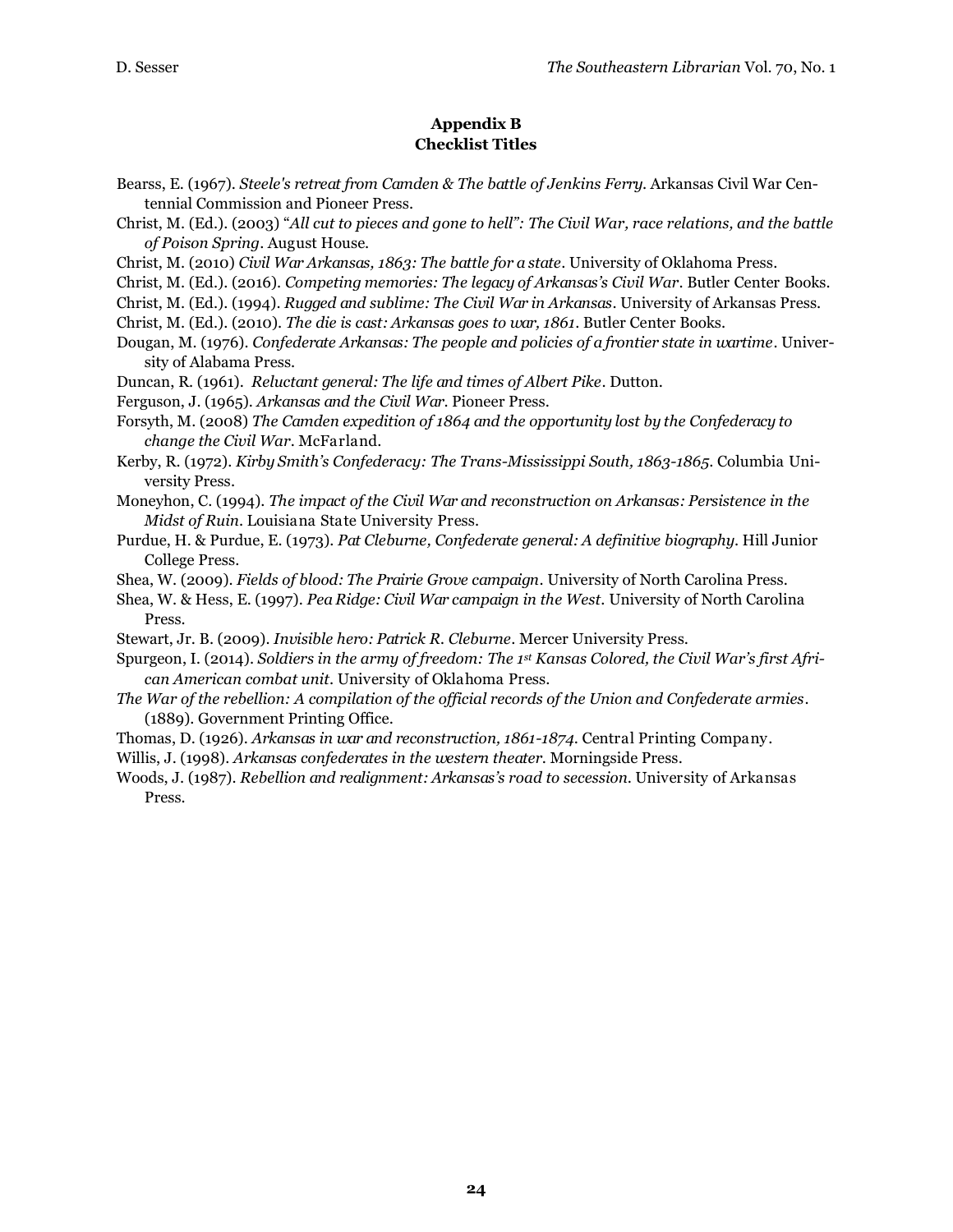## Appendix B
## Checklist Titles

Bearss, E. (1967). *Steele's retreat from Camden & The battle of Jenkins Ferry*. Arkansas Civil War Centennial Commission and Pioneer Press.

Christ, M. (Ed.). (2003) "*All cut to pieces and gone to hell": The Civil War, race relations, and the battle of Poison Spring*. August House.

Christ, M. (2010) *Civil War Arkansas, 1863: The battle for a state*. University of Oklahoma Press.

Christ, M. (Ed.). (2016). *Competing memories: The legacy of Arkansas's Civil War*. Butler Center Books.

Christ, M. (Ed.). (1994). *Rugged and sublime: The Civil War in Arkansas*. University of Arkansas Press.

Christ, M. (Ed.). (2010). *The die is cast: Arkansas goes to war, 1861*. Butler Center Books.

Dougan, M. (1976). *Confederate Arkansas: The people and policies of a frontier state in wartime*. University of Alabama Press.

Duncan, R. (1961). *Reluctant general: The life and times of Albert Pike*. Dutton.

Ferguson, J. (1965). *Arkansas and the Civil War*. Pioneer Press.

Forsyth, M. (2008) *The Camden expedition of 1864 and the opportunity lost by the Confederacy to change the Civil War*. McFarland.

Kerby, R. (1972). *Kirby Smith's Confederacy: The Trans-Mississippi South, 1863-1865*. Columbia University Press.

Moneyhon, C. (1994). *The impact of the Civil War and reconstruction on Arkansas: Persistence in the Midst of Ruin*. Louisiana State University Press.

Purdue, H. & Purdue, E. (1973). *Pat Cleburne, Confederate general: A definitive biography*. Hill Junior College Press.

Shea, W. (2009). *Fields of blood: The Prairie Grove campaign*. University of North Carolina Press.

Shea, W. & Hess, E. (1997). *Pea Ridge: Civil War campaign in the West*. University of North Carolina Press.

Stewart, Jr. B. (2009). *Invisible hero: Patrick R. Cleburne*. Mercer University Press.

Spurgeon, I. (2014). *Soldiers in the army of freedom: The 1st Kansas Colored, the Civil War's first African American combat unit*. University of Oklahoma Press.

*The War of the rebellion: A compilation of the official records of the Union and Confederate armies*. (1889). Government Printing Office.

Thomas, D. (1926). *Arkansas in war and reconstruction, 1861-1874*. Central Printing Company.

Willis, J. (1998). *Arkansas confederates in the western theater*. Morningside Press.

Woods, J. (1987). *Rebellion and realignment: Arkansas's road to secession*. University of Arkansas Press.